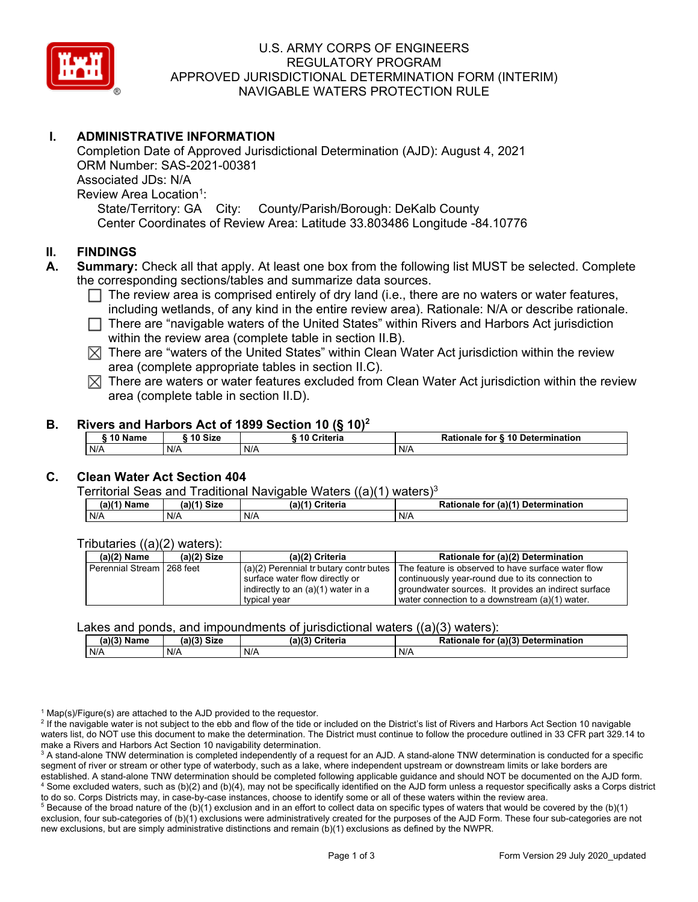U.S. ARMY CORPS OF ENGINEERS
REGULATORY PROGRAM
APPROVED JURISDICTIONAL DETERMINATION FORM (INTERIM)
NAVIGABLE WATERS PROTECTION RULE

## I. ADMINISTRATIVE INFORMATION

Completion Date of Approved Jurisdictional Determination (AJD): August 4, 2021
ORM Number: SAS-2021-00381
Associated JDs: N/A
Review Area Location[1]:
State/Territory: GA City: County/Parish/Borough: DeKalb County
Center Coordinates of Review Area: Latitude 33.803486 Longitude -84.10776

## II. FINDINGS

**A. Summary:** Check all that apply. At least one box from the following list MUST be selected. Complete the corresponding sections/tables and summarize data sources.

- ☐ The review area is comprised entirely of dry land (i.e., there are no waters or water features, including wetlands, of any kind in the entire review area). Rationale: N/A or describe rationale.
- ☐ There are "navigable waters of the United States" within Rivers and Harbors Act jurisdiction within the review area (complete table in section II.B).
- ☒ There are "waters of the United States" within Clean Water Act jurisdiction within the review area (complete appropriate tables in section II.C).
- ☒ There are waters or water features excluded from Clean Water Act jurisdiction within the review area (complete table in section II.D).

**B. Rivers and Harbors Act of 1899 Section 10 (§ 10)[2]**

| § 10 Name | § 10 Size | § 10 Criteria | Rationale for § 10 Determination |
|---|---|---|---|
| N/A | N/A | N/A | N/A |

**C. Clean Water Act Section 404**

Territorial Seas and Traditional Navigable Waters ((a)(1) waters)[3]

| (a)(1) Name | (a)(1) Size | (a)(1) Criteria | Rationale for (a)(1) Determination |
|---|---|---|---|
| N/A | N/A | N/A | N/A |

Tributaries ((a)(2) waters):

| (a)(2) Name | (a)(2) Size | (a)(2) Criteria | Rationale for (a)(2) Determination |
|---|---|---|---|
| Perennial Stream | 268 feet | (a)(2) Perennial tributary contributes surface water flow directly or indirectly to an (a)(1) water in a typical year | The feature is observed to have surface water flow continuously year-round due to its connection to groundwater sources. It provides an indirect surface water connection to a downstream (a)(1) water. |

Lakes and ponds, and impoundments of jurisdictional waters ((a)(3) waters):

| (a)(3) Name | (a)(3) Size | (a)(3) Criteria | Rationale for (a)(3) Determination |
|---|---|---|---|
| N/A | N/A | N/A | N/A |

[1] Map(s)/Figure(s) are attached to the AJD provided to the requestor.
[2] If the navigable water is not subject to the ebb and flow of the tide or included on the District's list of Rivers and Harbors Act Section 10 navigable waters list, do NOT use this document to make the determination. The District must continue to follow the procedure outlined in 33 CFR part 329.14 to make a Rivers and Harbors Act Section 10 navigability determination.
[3] A stand-alone TNW determination is completed independently of a request for an AJD. A stand-alone TNW determination is conducted for a specific segment of river or stream or other type of waterbody, such as a lake, where independent upstream or downstream limits or lake borders are established. A stand-alone TNW determination should be completed following applicable guidance and should NOT be documented on the AJD form.
[4] Some excluded waters, such as (b)(2) and (b)(4), may not be specifically identified on the AJD form unless a requestor specifically asks a Corps district to do so. Corps Districts may, in case-by-case instances, choose to identify some or all of these waters within the review area.
[5] Because of the broad nature of the (b)(1) exclusion and in an effort to collect data on specific types of waters that would be covered by the (b)(1) exclusion, four sub-categories of (b)(1) exclusions were administratively created for the purposes of the AJD Form. These four sub-categories are not new exclusions, but are simply administrative distinctions and remain (b)(1) exclusions as defined by the NWPR.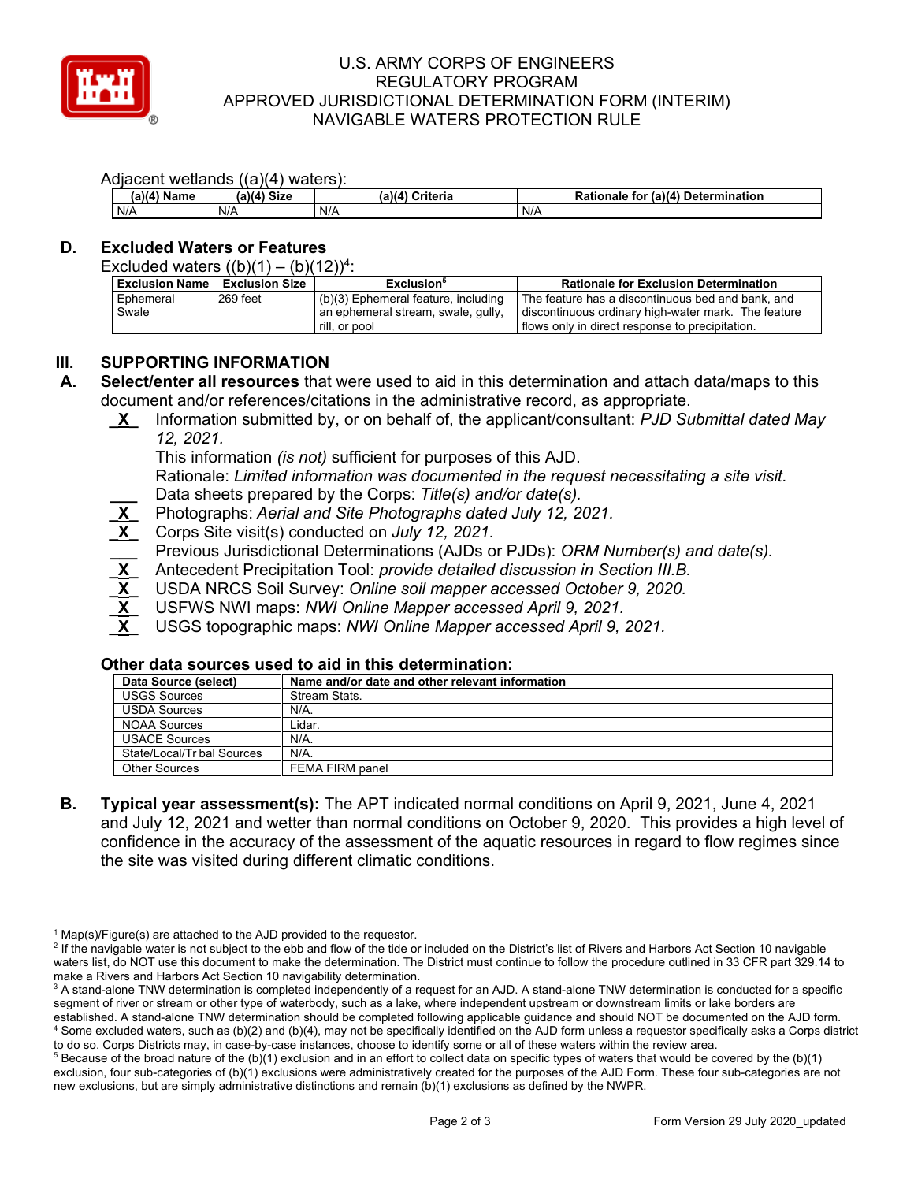Adjacent wetlands ((a)(4) waters):

| (a)(4) Name | (a)(4) Size | (a)(4) Criteria | Rationale for (a)(4) Determination |
|---|---|---|---|
| N/A | N/A | N/A | N/A |

## D. Excluded Waters or Features

Excluded waters ((b)(1) – (b)(12))[4]:

| Exclusion Name | Exclusion Size | Exclusion[5] | Rationale for Exclusion Determination |
|---|---|---|---|
| Ephemeral Swale | 269 feet | (b)(3) Ephemeral feature, including an ephemeral stream, swale, gully, rill, or pool | The feature has a discontinuous bed and bank, and discontinuous ordinary high-water mark. The feature flows only in direct response to precipitation. |

# III. SUPPORTING INFORMATION

**A. Select/enter all resources** that were used to aid in this determination and attach data/maps to this document and/or references/citations in the administrative record, as appropriate.

- **\_X\_** Information submitted by, or on behalf of, the applicant/consultant: *PJD Submittal dated May 12, 2021.*
  This information *(is not)* sufficient for purposes of this AJD.
  Rationale: *Limited information was documented in the request necessitating a site visit.*
- \_\_\_ Data sheets prepared by the Corps: *Title(s) and/or date(s).*
- **\_X\_** Photographs: *Aerial and Site Photographs dated July 12, 2021.*
- **\_X\_** Corps Site visit(s) conducted on *July 12, 2021.*
- \_\_\_ Previous Jurisdictional Determinations (AJDs or PJDs): *ORM Number(s) and date(s).*
- **\_X\_** Antecedent Precipitation Tool: *provide detailed discussion in Section III.B.*
- **\_X\_** USDA NRCS Soil Survey: *Online soil mapper accessed October 9, 2020.*
- **\_X\_** USFWS NWI maps: *NWI Online Mapper accessed April 9, 2021.*
- **\_X\_** USGS topographic maps: *NWI Online Mapper accessed April 9, 2021.*

### Other data sources used to aid in this determination:

| Data Source (select) | Name and/or date and other relevant information |
|---|---|
| USGS Sources | Stream Stats. |
| USDA Sources | N/A. |
| NOAA Sources | Lidar. |
| USACE Sources | N/A. |
| State/Local/Tribal Sources | N/A. |
| Other Sources | FEMA FIRM panel |

**B. Typical year assessment(s):** The APT indicated normal conditions on April 9, 2021, June 4, 2021 and July 12, 2021 and wetter than normal conditions on October 9, 2020. This provides a high level of confidence in the accuracy of the assessment of the aquatic resources in regard to flow regimes since the site was visited during different climatic conditions.

---

[1] Map(s)/Figure(s) are attached to the AJD provided to the requestor.

[2] If the navigable water is not subject to the ebb and flow of the tide or included on the District's list of Rivers and Harbors Act Section 10 navigable waters list, do NOT use this document to make the determination. The District must continue to follow the procedure outlined in 33 CFR part 329.14 to make a Rivers and Harbors Act Section 10 navigability determination.

[3] A stand-alone TNW determination is completed independently of a request for an AJD. A stand-alone TNW determination is conducted for a specific segment of river or stream or other type of waterbody, such as a lake, where independent upstream or downstream limits or lake borders are established. A stand-alone TNW determination should be completed following applicable guidance and should NOT be documented on the AJD form.

[4] Some excluded waters, such as (b)(2) and (b)(4), may not be specifically identified on the AJD form unless a requestor specifically asks a Corps district to do so. Corps Districts may, in case-by-case instances, choose to identify some or all of these waters within the review area.

[5] Because of the broad nature of the (b)(1) exclusion and in an effort to collect data on specific types of waters that would be covered by the (b)(1) exclusion, four sub-categories of (b)(1) exclusions were administratively created for the purposes of the AJD Form. These four sub-categories are not new exclusions, but are simply administrative distinctions and remain (b)(1) exclusions as defined by the NWPR.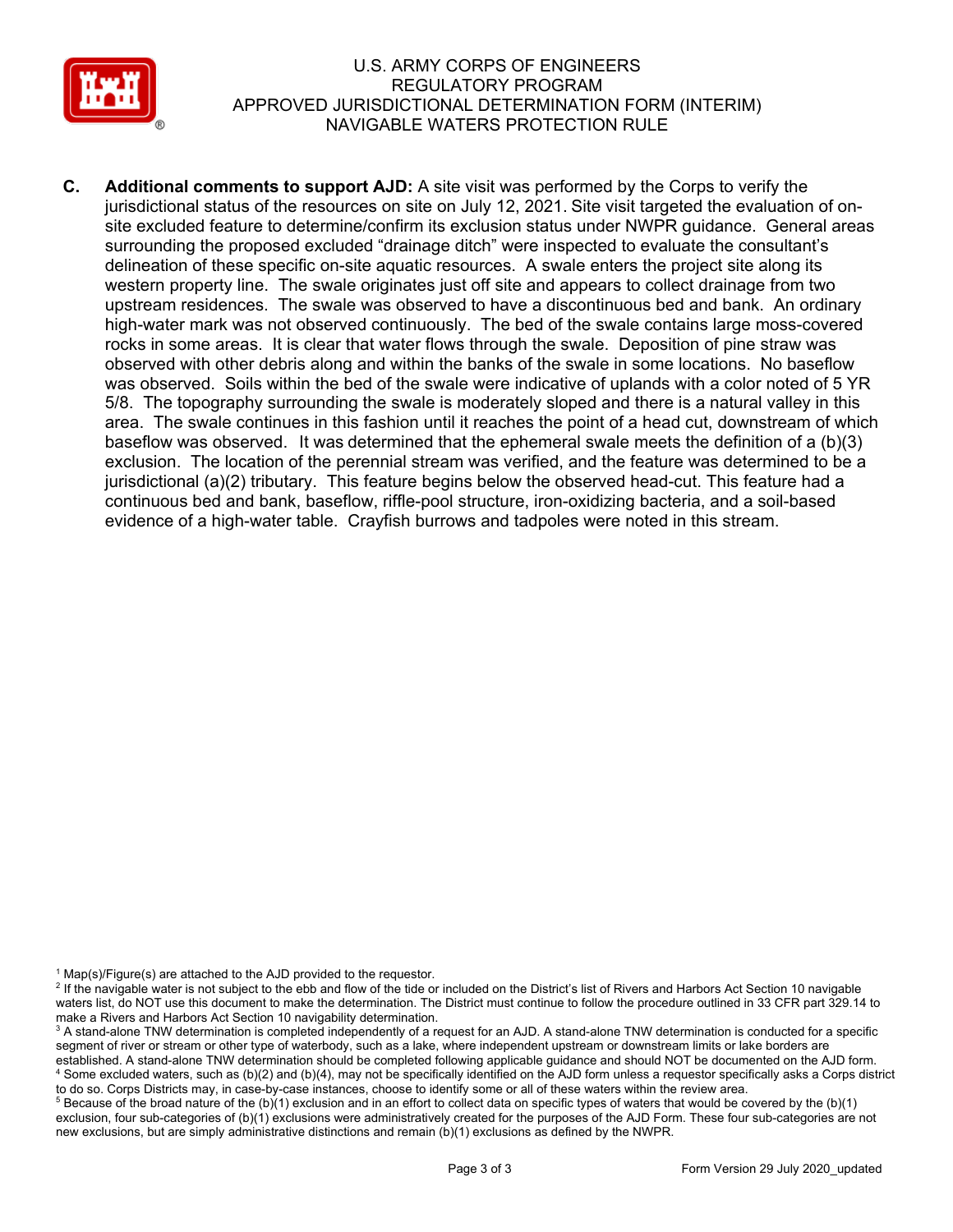C. **Additional comments to support AJD:** A site visit was performed by the Corps to verify the jurisdictional status of the resources on site on July 12, 2021. Site visit targeted the evaluation of on-site excluded feature to determine/confirm its exclusion status under NWPR guidance. General areas surrounding the proposed excluded "drainage ditch" were inspected to evaluate the consultant's delineation of these specific on-site aquatic resources. A swale enters the project site along its western property line. The swale originates just off site and appears to collect drainage from two upstream residences. The swale was observed to have a discontinuous bed and bank. An ordinary high-water mark was not observed continuously. The bed of the swale contains large moss-covered rocks in some areas. It is clear that water flows through the swale. Deposition of pine straw was observed with other debris along and within the banks of the swale in some locations. No baseflow was observed. Soils within the bed of the swale were indicative of uplands with a color noted of 5 YR 5/8. The topography surrounding the swale is moderately sloped and there is a natural valley in this area. The swale continues in this fashion until it reaches the point of a head cut, downstream of which baseflow was observed. It was determined that the ephemeral swale meets the definition of a (b)(3) exclusion. The location of the perennial stream was verified, and the feature was determined to be a jurisdictional (a)(2) tributary. This feature begins below the observed head-cut. This feature had a continuous bed and bank, baseflow, riffle-pool structure, iron-oxidizing bacteria, and a soil-based evidence of a high-water table. Crayfish burrows and tadpoles were noted in this stream.

[1] Map(s)/Figure(s) are attached to the AJD provided to the requestor.
[2] If the navigable water is not subject to the ebb and flow of the tide or included on the District's list of Rivers and Harbors Act Section 10 navigable waters list, do NOT use this document to make the determination. The District must continue to follow the procedure outlined in 33 CFR part 329.14 to make a Rivers and Harbors Act Section 10 navigability determined.
[3] A stand-alone TNW determination is completed independently of a request for an AJD. A stand-alone TNW determination is conducted for a specific segment of river or stream or other type of waterbody, such as a lake, where independent upstream or downstream limits or lake borders are established. A stand-alone TNW determination should be completed following applicable guidance and should NOT be documented on the AJD form.
[4] Some excluded waters, such as (b)(2) and (b)(4), may not be specifically identified on the AJD form unless a requestor specifically asks a Corps district to do so. Corps Districts may, in case-by-case instances, choose to identify some or all of these waters within the review area.
[5] Because of the broad nature of the (b)(1) exclusion and in an effort to collect data on specific types of waters that would be covered by the (b)(1) exclusion, four sub-categories of (b)(1) exclusions were administratively created for the purposes of the AJD Form. These four sub-categories are not new exclusions, but are simply administrative distinctions and remain (b)(1) exclusions as defined by the NWPR.